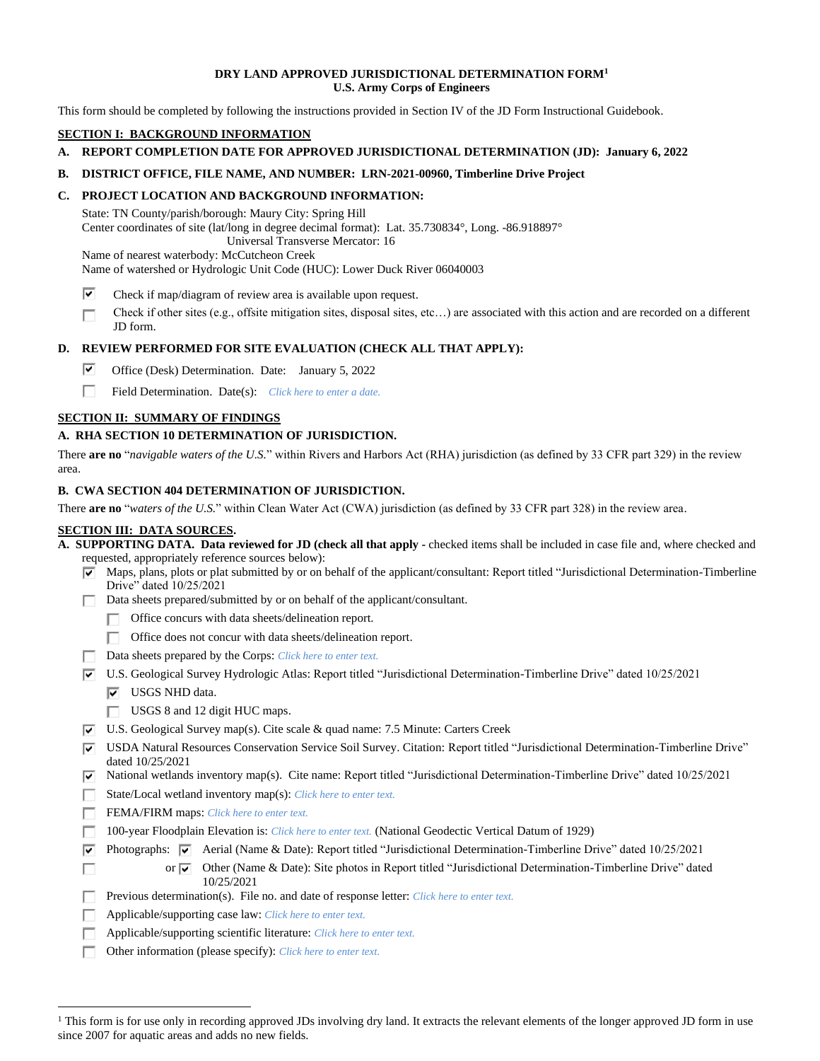# DRY LAND APPROVED JURISDICTIONAL DETERMINATION FORM[1]
**U.S. Army Corps of Engineers**

This form should be completed by following the instructions provided in Section IV of the JD Form Instructional Guidebook.

## SECTION I: BACKGROUND INFORMATION

**A. REPORT COMPLETION DATE FOR APPROVED JURISDICTIONAL DETERMINATION (JD): January 6, 2022**

**B. DISTRICT OFFICE, FILE NAME, AND NUMBER: LRN-2021-00960, Timberline Drive Project**

**C. PROJECT LOCATION AND BACKGROUND INFORMATION:**

State: TN County/parish/borough: Maury City: Spring Hill
Center coordinates of site (lat/long in degree decimal format): Lat. 35.730834°, Long. -86.918897°
Universal Transverse Mercator: 16
Name of nearest waterbody: McCutcheon Creek
Name of watershed or Hydrologic Unit Code (HUC): Lower Duck River 06040003

- ☑ Check if map/diagram of review area is available upon request.
- ☐ Check if other sites (e.g., offsite mitigation sites, disposal sites, etc…) are associated with this action and are recorded on a different JD form.

**D. REVIEW PERFORMED FOR SITE EVALUATION (CHECK ALL THAT APPLY):**

- ☑ Office (Desk) Determination. Date: January 5, 2022
- ☐ Field Determination. Date(s): *Click here to enter a date.*

## SECTION II: SUMMARY OF FINDINGS

**A. RHA SECTION 10 DETERMINATION OF JURISDICTION.**

There **are no** "*navigable waters of the U.S.*" within Rivers and Harbors Act (RHA) jurisdiction (as defined by 33 CFR part 329) in the review area.

**B. CWA SECTION 404 DETERMINATION OF JURISDICTION.**

There **are no** "*waters of the U.S.*" within Clean Water Act (CWA) jurisdiction (as defined by 33 CFR part 328) in the review area.

## SECTION III: DATA SOURCES.

**A. SUPPORTING DATA. Data reviewed for JD (check all that apply -** checked items shall be included in case file and, where checked and requested, appropriately reference sources below):

- ☑ Maps, plans, plots or plat submitted by or on behalf of the applicant/consultant: Report titled "Jurisdictional Determination-Timberline Drive" dated 10/25/2021
- ☐ Data sheets prepared/submitted by or on behalf of the applicant/consultant.
  - ☐ Office concurs with data sheets/delineation report.
  - ☐ Office does not concur with data sheets/delineation report.
- ☐ Data sheets prepared by the Corps: *Click here to enter text.*
- ☑ U.S. Geological Survey Hydrologic Atlas: Report titled "Jurisdictional Determination-Timberline Drive" dated 10/25/2021
  - ☑ USGS NHD data.
  - ☐ USGS 8 and 12 digit HUC maps.
- ☑ U.S. Geological Survey map(s). Cite scale & quad name: 7.5 Minute: Carters Creek
- ☑ USDA Natural Resources Conservation Service Soil Survey. Citation: Report titled "Jurisdictional Determination-Timberline Drive" dated 10/25/2021
- ☑ National wetlands inventory map(s). Cite name: Report titled "Jurisdictional Determination-Timberline Drive" dated 10/25/2021
- ☐ State/Local wetland inventory map(s): *Click here to enter text.*
- ☐ FEMA/FIRM maps: *Click here to enter text.*
- ☐ 100-year Floodplain Elevation is: *Click here to enter text.* (National Geodectic Vertical Datum of 1929)
- ☑ Photographs: ☑ Aerial (Name & Date): Report titled "Jurisdictional Determination-Timberline Drive" dated 10/25/2021
- ☐ or ☑ Other (Name & Date): Site photos in Report titled "Jurisdictional Determination-Timberline Drive" dated 10/25/2021
- ☐ Previous determination(s). File no. and date of response letter: *Click here to enter text.*
- ☐ Applicable/supporting case law: *Click here to enter text.*
- ☐ Applicable/supporting scientific literature: *Click here to enter text.*
- ☐ Other information (please specify): *Click here to enter text.*

---

[1] This form is for use only in recording approved JDs involving dry land. It extracts the relevant elements of the longer approved JD form in use since 2007 for aquatic areas and adds no new fields.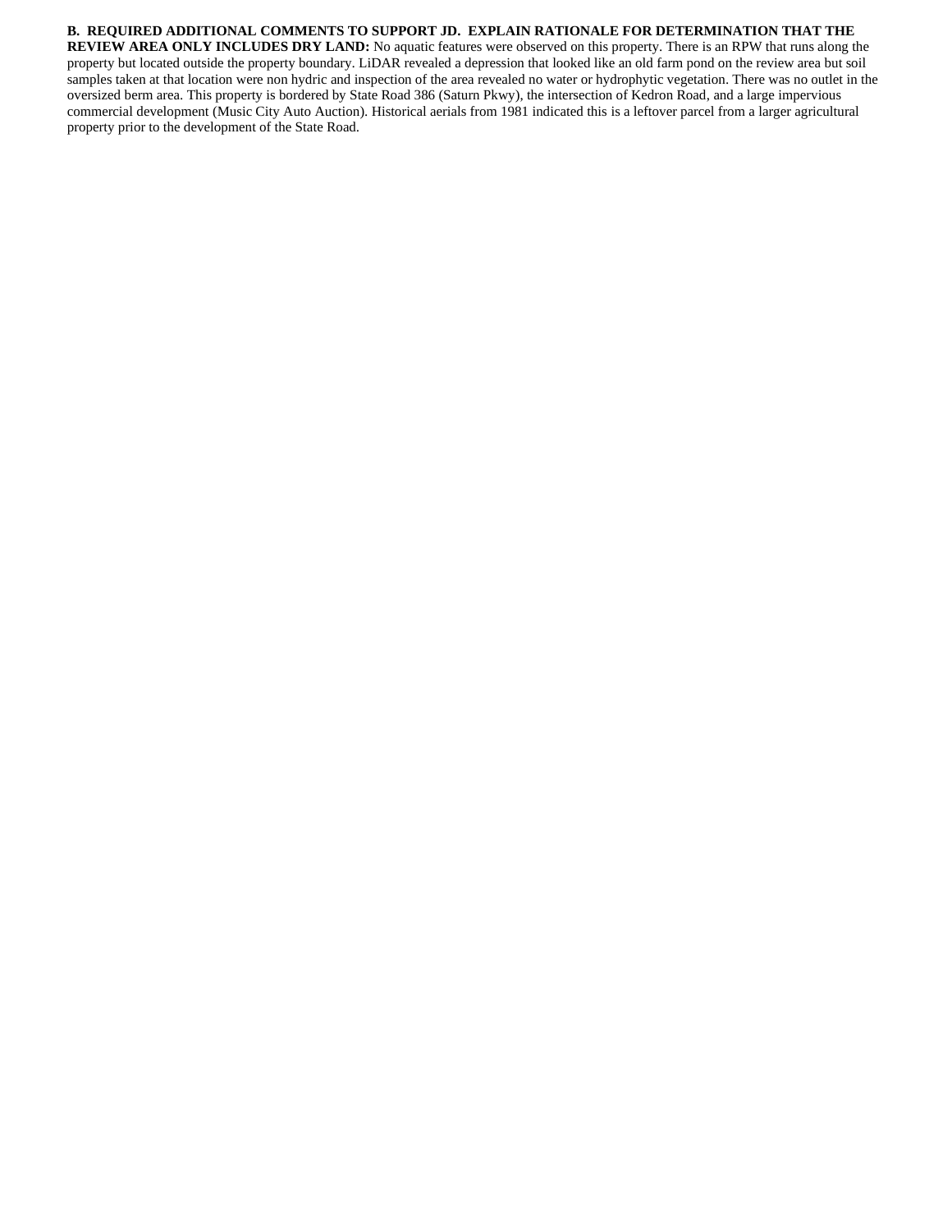**B. REQUIRED ADDITIONAL COMMENTS TO SUPPORT JD. EXPLAIN RATIONALE FOR DETERMINATION THAT THE REVIEW AREA ONLY INCLUDES DRY LAND:** No aquatic features were observed on this property. There is an RPW that runs along the property but located outside the property boundary. LiDAR revealed a depression that looked like an old farm pond on the review area but soil samples taken at that location were non hydric and inspection of the area revealed no water or hydrophytic vegetation. There was no outlet in the oversized berm area. This property is bordered by State Road 386 (Saturn Pkwy), the intersection of Kedron Road, and a large impervious commercial development (Music City Auto Auction). Historical aerials from 1981 indicated this is a leftover parcel from a larger agricultural property prior to the development of the State Road.